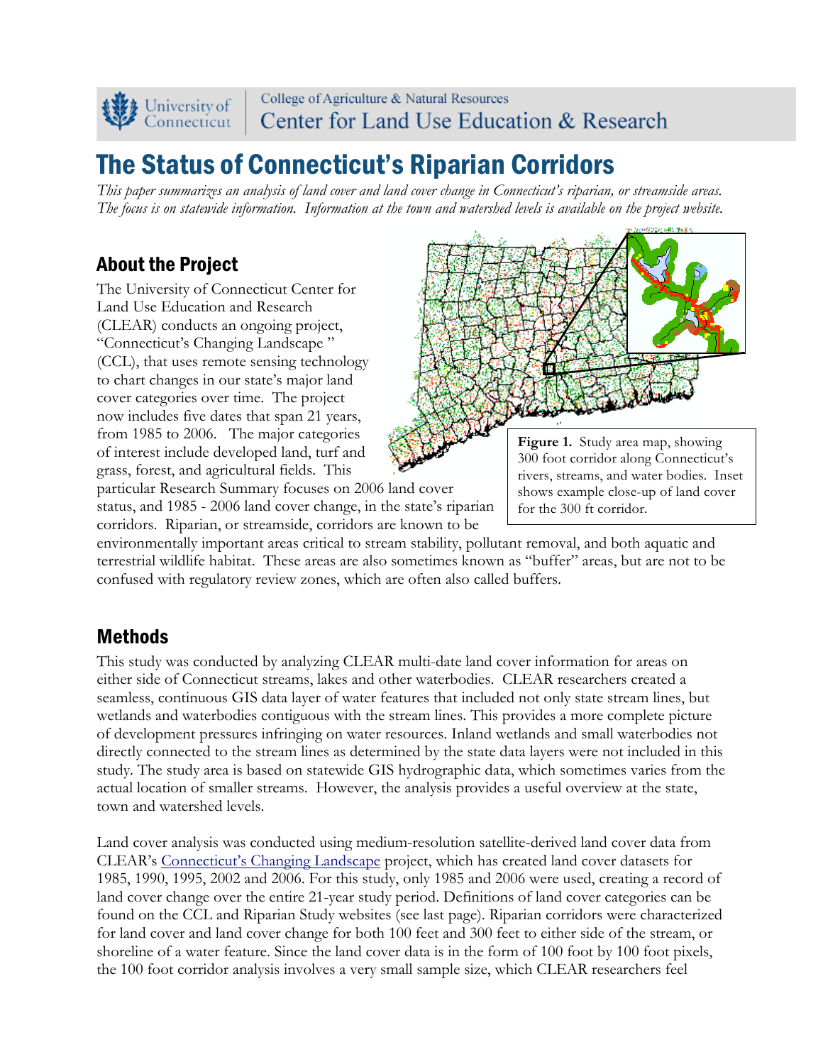College of Agriculture & Natural Resources
Center for Land Use Education & Research

# The Status of Connecticut's Riparian Corridors

*This paper summarizes an analysis of land cover and land cover change in Connecticut's riparian, or streamside areas. The focus is on statewide information. Information at the town and watershed levels is available on the project website.*

## About the Project

The University of Connecticut Center for Land Use Education and Research (CLEAR) conducts an ongoing project, "Connecticut's Changing Landscape " (CCL), that uses remote sensing technology to chart changes in our state's major land cover categories over time. The project now includes five dates that span 21 years, from 1985 to 2006. The major categories of interest include developed land, turf and grass, forest, and agricultural fields. This particular Research Summary focuses on 2006 land cover status, and 1985 - 2006 land cover change, in the state's riparian corridors. Riparian, or streamside, corridors are known to be environmentally important areas critical to stream stability, pollutant removal, and both aquatic and terrestrial wildlife habitat. These areas are also sometimes known as "buffer" areas, but are not to be confused with regulatory review zones, which are often also called buffers.

**Figure 1.** Study area map, showing 300 foot corridor along Connecticut's rivers, streams, and water bodies. Inset shows example close-up of land cover for the 300 ft corridor.

## Methods

This study was conducted by analyzing CLEAR multi-date land cover information for areas on either side of Connecticut streams, lakes and other waterbodies. CLEAR researchers created a seamless, continuous GIS data layer of water features that included not only state stream lines, but wetlands and waterbodies contiguous with the stream lines. This provides a more complete picture of development pressures infringing on water resources. Inland wetlands and small waterbodies not directly connected to the stream lines as determined by the state data layers were not included in this study. The study area is based on statewide GIS hydrographic data, which sometimes varies from the actual location of smaller streams. However, the analysis provides a useful overview at the state, town and watershed levels.

Land cover analysis was conducted using medium-resolution satellite-derived land cover data from CLEAR's Connecticut's Changing Landscape project, which has created land cover datasets for 1985, 1990, 1995, 2002 and 2006. For this study, only 1985 and 2006 were used, creating a record of land cover change over the entire 21-year study period. Definitions of land cover categories can be found on the CCL and Riparian Study websites (see last page). Riparian corridors were characterized for land cover and land cover change for both 100 feet and 300 feet to either side of the stream, or shoreline of a water feature. Since the land cover data is in the form of 100 foot by 100 foot pixels, the 100 foot corridor analysis involves a very small sample size, which CLEAR researchers feel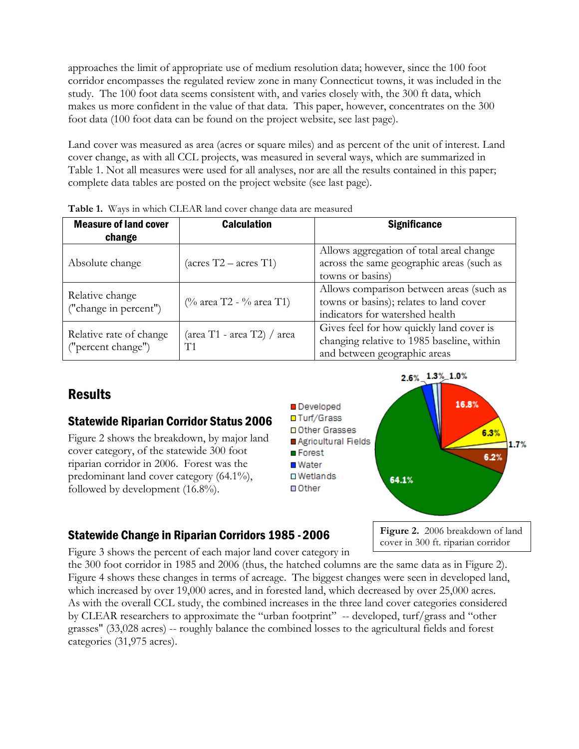approaches the limit of appropriate use of medium resolution data; however, since the 100 foot corridor encompasses the regulated review zone in many Connecticut towns, it was included in the study. The 100 foot data seems consistent with, and varies closely with, the 300 ft data, which makes us more confident in the value of that data. This paper, however, concentrates on the 300 foot data (100 foot data can be found on the project website, see last page).

Land cover was measured as area (acres or square miles) and as percent of the unit of interest. Land cover change, as with all CCL projects, was measured in several ways, which are summarized in Table 1. Not all measures were used for all analyses, nor are all the results contained in this paper; complete data tables are posted on the project website (see last page).

**Table 1.** Ways in which CLEAR land cover change data are measured

| Measure of land cover change | Calculation | Significance |
| --- | --- | --- |
| Absolute change | (acres T2 – acres T1) | Allows aggregation of total areal change across the same geographic areas (such as towns or basins) |
| Relative change ("change in percent") | (% area T2 - % area T1) | Allows comparison between areas (such as towns or basins); relates to land cover indicators for watershed health |
| Relative rate of change ("percent change") | (area T1 - area T2) / area T1 | Gives feel for how quickly land cover is changing relative to 1985 baseline, within and between geographic areas |

## Results

### Statewide Riparian Corridor Status 2006

Figure 2 shows the breakdown, by major land cover category, of the statewide 300 foot riparian corridor in 2006. Forest was the predominant land cover category (64.1%), followed by development (16.8%).

**Figure 2.** 2006 breakdown of land cover in 300 ft. riparian corridor

### Statewide Change in Riparian Corridors 1985 - 2006

Figure 3 shows the percent of each major land cover category in the 300 foot corridor in 1985 and 2006 (thus, the hatched columns are the same data as in Figure 2). Figure 4 shows these changes in terms of acreage. The biggest changes were seen in developed land, which increased by over 19,000 acres, and in forested land, which decreased by over 25,000 acres. As with the overall CCL study, the combined increases in the three land cover categories considered by CLEAR researchers to approximate the "urban footprint" -- developed, turf/grass and "other grasses" (33,028 acres) -- roughly balance the combined losses to the agricultural fields and forest categories (31,975 acres).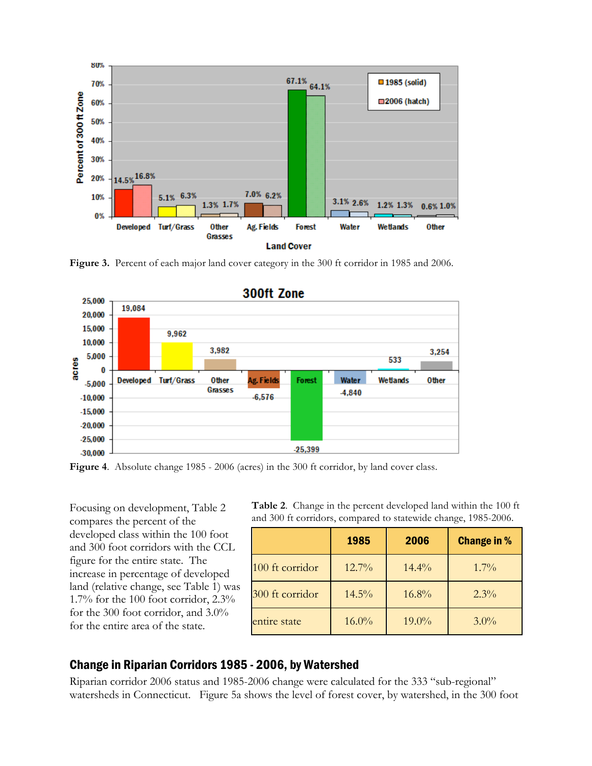**Figure 3.** Percent of each major land cover category in the 300 ft corridor in 1985 and 2006.

**Figure 4**. Absolute change 1985 - 2006 (acres) in the 300 ft corridor, by land cover class.

Focusing on development, Table 2 compares the percent of the developed class within the 100 foot and 300 foot corridors with the CCL figure for the entire state. The increase in percentage of developed land (relative change, see Table 1) was 1.7% for the 100 foot corridor, 2.3% for the 300 foot corridor, and 3.0% for the entire area of the state.

**Table 2**. Change in the percent developed land within the 100 ft and 300 ft corridors, compared to statewide change, 1985-2006.

| | 1985 | 2006 | Change in % |
|---|---|---|---|
| 100 ft corridor | 12.7% | 14.4% | 1.7% |
| 300 ft corridor | 14.5% | 16.8% | 2.3% |
| entire state | 16.0% | 19.0% | 3.0% |

## Change in Riparian Corridors 1985 - 2006, by Watershed

Riparian corridor 2006 status and 1985-2006 change were calculated for the 333 "sub-regional" watersheds in Connecticut. Figure 5a shows the level of forest cover, by watershed, in the 300 foot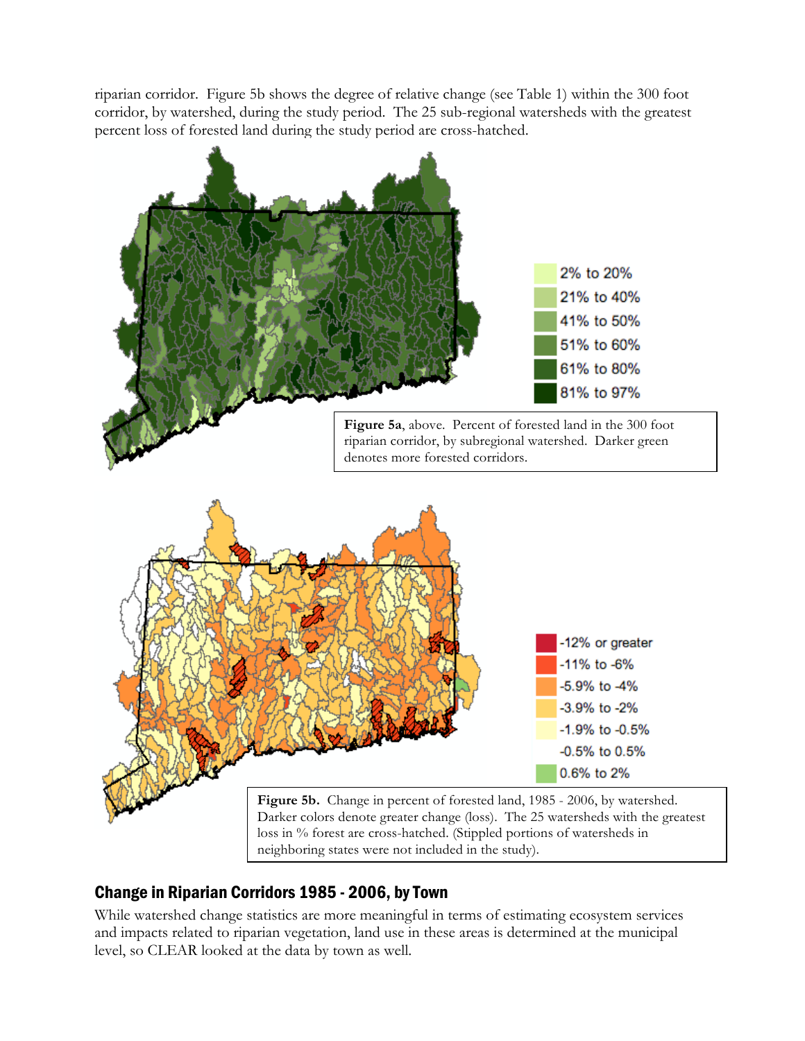riparian corridor. Figure 5b shows the degree of relative change (see Table 1) within the 300 foot corridor, by watershed, during the study period. The 25 sub-regional watersheds with the greatest percent loss of forested land during the study period are cross-hatched.

2% to 20%
21% to 40%
41% to 50%
51% to 60%
61% to 80%
81% to 97%

**Figure 5a**, above. Percent of forested land in the 300 foot riparian corridor, by subregional watershed. Darker green denotes more forested corridors.

-12% or greater
-11% to -6%
-5.9% to -4%
-3.9% to -2%
-1.9% to -0.5%
-0.5% to 0.5%
0.6% to 2%

**Figure 5b.** Change in percent of forested land, 1985 - 2006, by watershed. Darker colors denote greater change (loss). The 25 watersheds with the greatest loss in % forest are cross-hatched. (Stippled portions of watersheds in neighboring states were not included in the study).

## Change in Riparian Corridors 1985 - 2006, by Town

While watershed change statistics are more meaningful in terms of estimating ecosystem services and impacts related to riparian vegetation, land use in these areas is determined at the municipal level, so CLEAR looked at the data by town as well.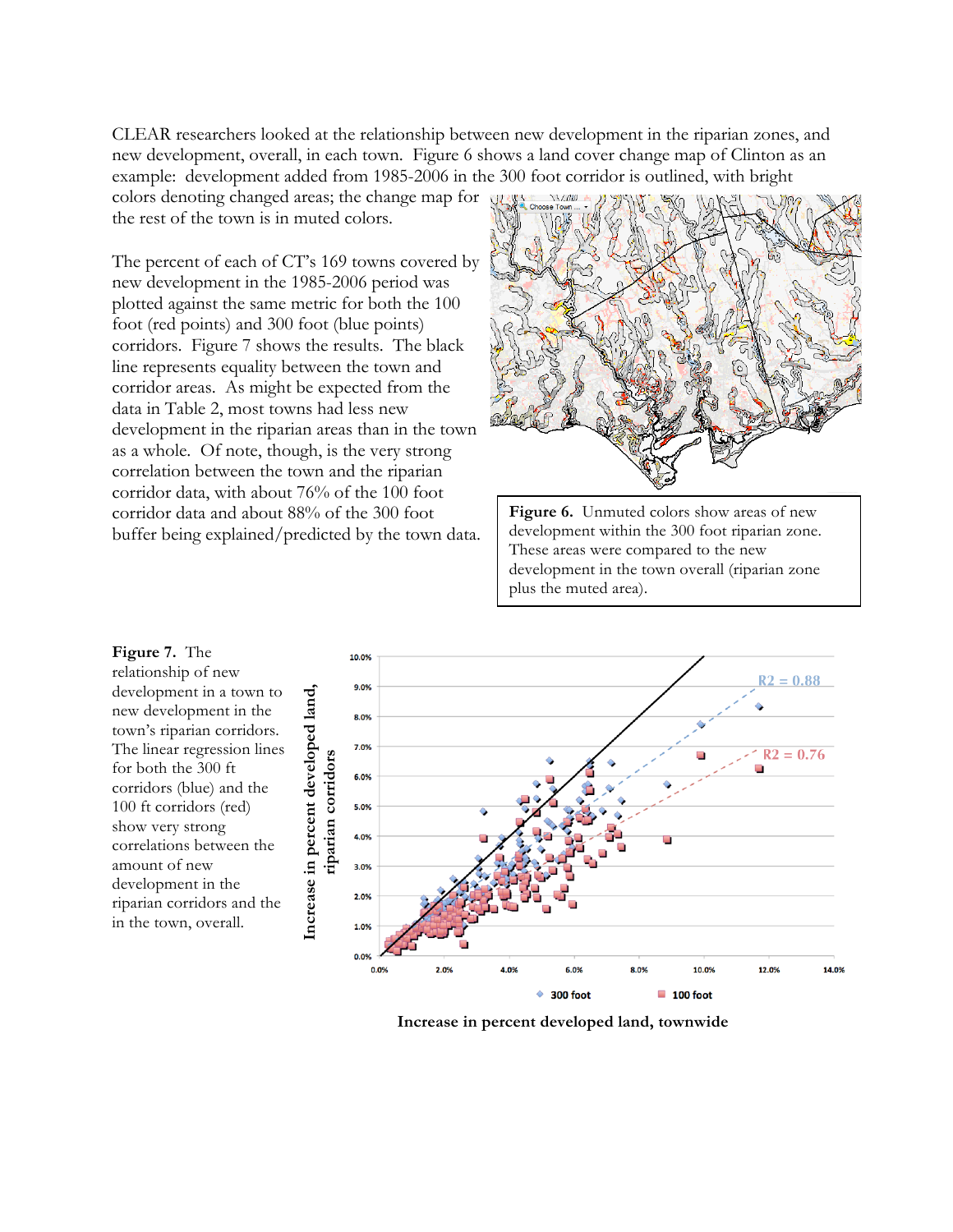CLEAR researchers looked at the relationship between new development in the riparian zones, and new development, overall, in each town. Figure 6 shows a land cover change map of Clinton as an example: development added from 1985-2006 in the 300 foot corridor is outlined, with bright colors denoting changed areas; the change map for the rest of the town is in muted colors.

The percent of each of CT's 169 towns covered by new development in the 1985-2006 period was plotted against the same metric for both the 100 foot (red points) and 300 foot (blue points) corridors. Figure 7 shows the results. The black line represents equality between the town and corridor areas. As might be expected from the data in Table 2, most towns had less new development in the riparian areas than in the town as a whole. Of note, though, is the very strong correlation between the town and the riparian corridor data, with about 76% of the 100 foot corridor data and about 88% of the 300 foot buffer being explained/predicted by the town data.

**Figure 6.** Unmuted colors show areas of new development within the 300 foot riparian zone. These areas were compared to the new development in the town overall (riparian zone plus the muted area).

**Figure 7.** The relationship of new development in a town to new development in the town's riparian corridors. The linear regression lines for both the 300 ft corridors (blue) and the 100 ft corridors (red) show very strong correlations between the amount of new development in the riparian corridors and the in the town, overall.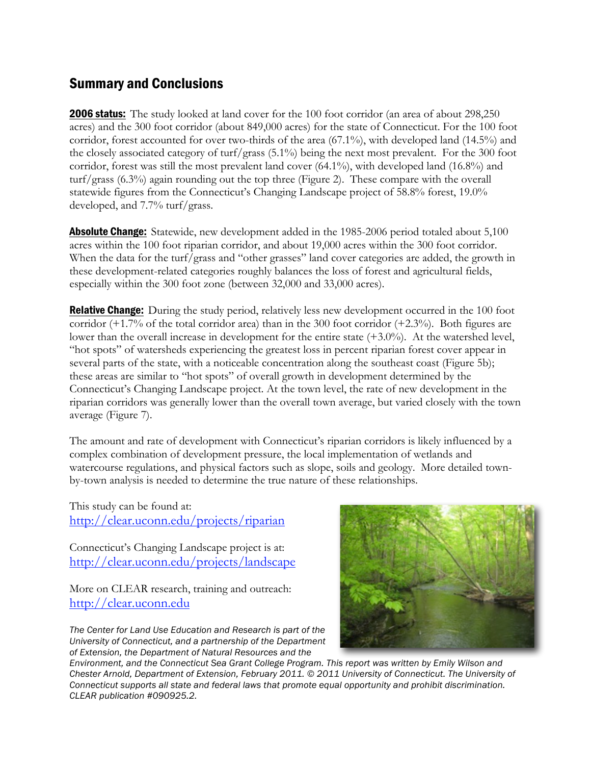## Summary and Conclusions

**2006 status:** The study looked at land cover for the 100 foot corridor (an area of about 298,250 acres) and the 300 foot corridor (about 849,000 acres) for the state of Connecticut. For the 100 foot corridor, forest accounted for over two-thirds of the area (67.1%), with developed land (14.5%) and the closely associated category of turf/grass (5.1%) being the next most prevalent. For the 300 foot corridor, forest was still the most prevalent land cover (64.1%), with developed land (16.8%) and turf/grass (6.3%) again rounding out the top three (Figure 2). These compare with the overall statewide figures from the Connecticut's Changing Landscape project of 58.8% forest, 19.0% developed, and 7.7% turf/grass.

**Absolute Change:** Statewide, new development added in the 1985-2006 period totaled about 5,100 acres within the 100 foot riparian corridor, and about 19,000 acres within the 300 foot corridor. When the data for the turf/grass and "other grasses" land cover categories are added, the growth in these development-related categories roughly balances the loss of forest and agricultural fields, especially within the 300 foot zone (between 32,000 and 33,000 acres).

**Relative Change:** During the study period, relatively less new development occurred in the 100 foot corridor (+1.7% of the total corridor area) than in the 300 foot corridor (+2.3%). Both figures are lower than the overall increase in development for the entire state (+3.0%). At the watershed level, "hot spots" of watersheds experiencing the greatest loss in percent riparian forest cover appear in several parts of the state, with a noticeable concentration along the southeast coast (Figure 5b); these areas are similar to "hot spots" of overall growth in development determined by the Connecticut's Changing Landscape project. At the town level, the rate of new development in the riparian corridors was generally lower than the overall town average, but varied closely with the town average (Figure 7).

The amount and rate of development with Connecticut's riparian corridors is likely influenced by a complex combination of development pressure, the local implementation of wetlands and watercourse regulations, and physical factors such as slope, soils and geology. More detailed town-by-town analysis is needed to determine the true nature of these relationships.

This study can be found at:
http://clear.uconn.edu/projects/riparian

Connecticut's Changing Landscape project is at:
http://clear.uconn.edu/projects/landscape

More on CLEAR research, training and outreach:
http://clear.uconn.edu

*The Center for Land Use Education and Research is part of the University of Connecticut, and a partnership of the Department of Extension, the Department of Natural Resources and the Environment, and the Connecticut Sea Grant College Program. This report was written by Emily Wilson and Chester Arnold, Department of Extension, February 2011. © 2011 University of Connecticut. The University of Connecticut supports all state and federal laws that promote equal opportunity and prohibit discrimination. CLEAR publication #090925.2.*